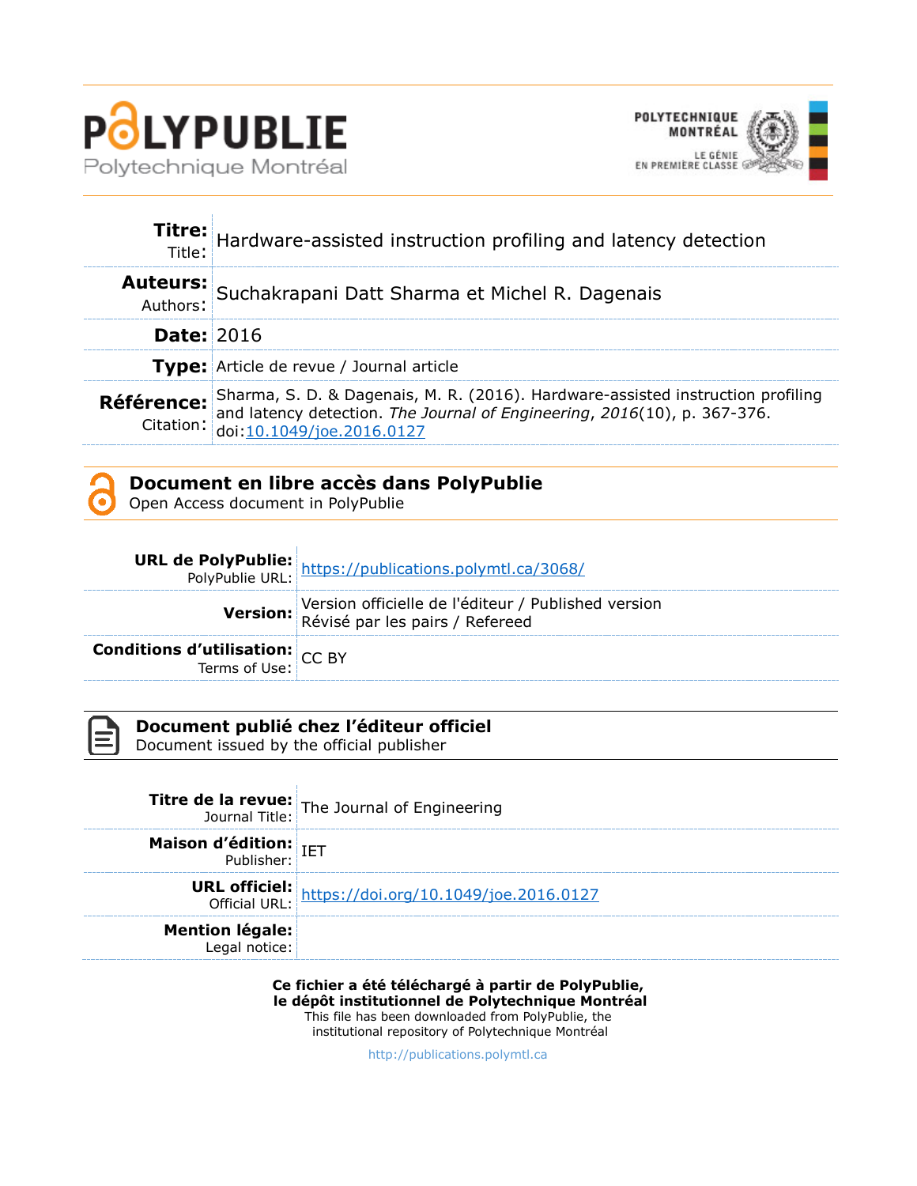**POLYPUBLIE**
Polytechnique Montréal

POLYTECHNIQUE MONTRÉAL
LE GÉNIE EN PREMIÈRE CLASSE

| | |
|---|---|
| **Titre:** Title: | Hardware-assisted instruction profiling and latency detection |
| **Auteurs:** Authors: | Suchakrapani Datt Sharma et Michel R. Dagenais |
| **Date:** | 2016 |
| **Type:** | Article de revue / Journal article |
| **Référence:** Citation: | Sharma, S. D. & Dagenais, M. R. (2016). Hardware-assisted instruction profiling and latency detection. *The Journal of Engineering*, *2016*(10), p. 367-376. doi:10.1049/joe.2016.0127 |

## Document en libre accès dans PolyPublie
Open Access document in PolyPublie

| | |
|---|---|
| **URL de PolyPublie:** PolyPublie URL: | https://publications.polymtl.ca/3068/ |
| **Version:** | Version officielle de l'éditeur / Published version<br>Révisé par les pairs / Refereed |
| **Conditions d'utilisation:** Terms of Use: | CC BY |

## Document publié chez l'éditeur officiel
Document issued by the official publisher

| | |
|---|---|
| **Titre de la revue:** Journal Title: | The Journal of Engineering |
| **Maison d'édition:** Publisher: | IET |
| **URL officiel:** Official URL: | https://doi.org/10.1049/joe.2016.0127 |
| **Mention légale:** Legal notice: | |

**Ce fichier a été téléchargé à partir de PolyPublie, le dépôt institutionnel de Polytechnique Montréal**
This file has been downloaded from PolyPublie, the institutional repository of Polytechnique Montréal

http://publications.polymtl.ca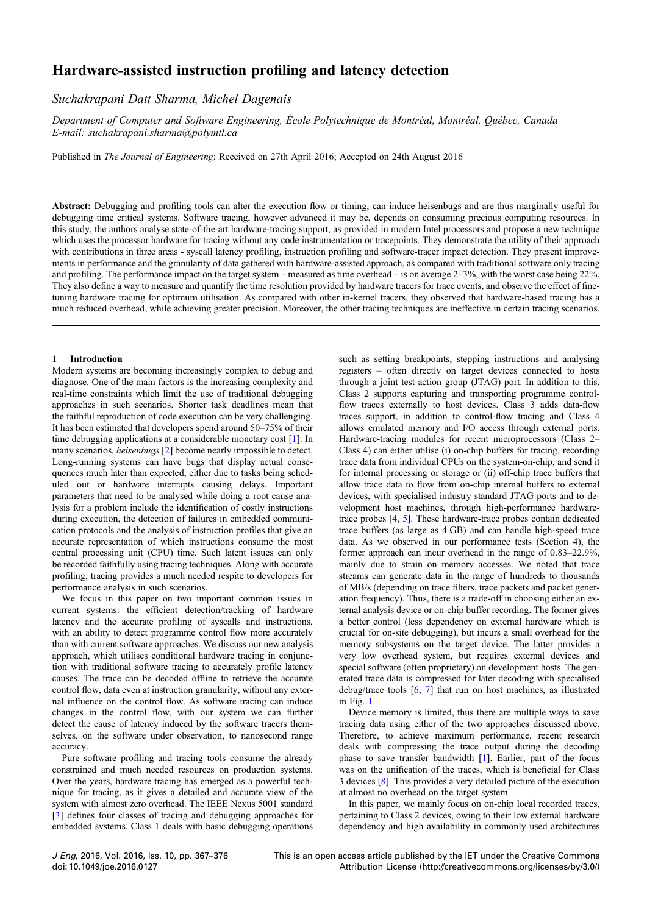# Hardware-assisted instruction profiling and latency detection

*Suchakrapani Datt Sharma, Michel Dagenais*

*Department of Computer and Software Engineering, École Polytechnique de Montréal, Montréal, Québec, Canada*
*E-mail: suchakrapani.sharma@polymtl.ca*

Published in *The Journal of Engineering*; Received on 27th April 2016; Accepted on 24th August 2016

**Abstract:** Debugging and profiling tools can alter the execution flow or timing, can induce heisenbugs and are thus marginally useful for debugging time critical systems. Software tracing, however advanced it may be, depends on consuming precious computing resources. In this study, the authors analyse state-of-the-art hardware-tracing support, as provided in modern Intel processors and propose a new technique which uses the processor hardware for tracing without any code instrumentation or tracepoints. They demonstrate the utility of their approach with contributions in three areas - syscall latency profiling, instruction profiling and software-tracer impact detection. They present improvements in performance and the granularity of data gathered with hardware-assisted approach, as compared with traditional software only tracing and profiling. The performance impact on the target system – measured as time overhead – is on average 2–3%, with the worst case being 22%. They also define a way to measure and quantify the time resolution provided by hardware tracers for trace events, and observe the effect of fine-tuning hardware tracing for optimum utilisation. As compared with other in-kernel tracers, they observed that hardware-based tracing has a much reduced overhead, while achieving greater precision. Moreover, the other tracing techniques are ineffective in certain tracing scenarios.

## 1 Introduction

Modern systems are becoming increasingly complex to debug and diagnose. One of the main factors is the increasing complexity and real-time constraints which limit the use of traditional debugging approaches in such scenarios. Shorter task deadlines mean that the faithful reproduction of code execution can be very challenging. It has been estimated that developers spend around 50–75% of their time debugging applications at a considerable monetary cost [1]. In many scenarios, *heisenbugs* [2] become nearly impossible to detect. Long-running systems can have bugs that display actual consequences much later than expected, either due to tasks being scheduled out or hardware interrupts causing delays. Important parameters that need to be analysed while doing a root cause analysis for a problem include the identification of costly instructions during execution, the detection of failures in embedded communication protocols and the analysis of instruction profiles that give an accurate representation of which instructions consume the most central processing unit (CPU) time. Such latent issues can only be recorded faithfully using tracing techniques. Along with accurate profiling, tracing provides a much needed respite to developers for performance analysis in such scenarios.

We focus in this paper on two important common issues in current systems: the efficient detection/tracking of hardware latency and the accurate profiling of syscalls and instructions, with an ability to detect programme control flow more accurately than with current software approaches. We discuss our new analysis approach, which utilises conditional hardware tracing in conjunction with traditional software tracing to accurately profile latency causes. The trace can be decoded offline to retrieve the accurate control flow, data even at instruction granularity, without any external influence on the control flow. As software tracing can induce changes in the control flow, with our system we can further detect the cause of latency induced by the software tracers themselves, on the software under observation, to nanosecond range accuracy.

Pure software profiling and tracing tools consume the already constrained and much needed resources on production systems. Over the years, hardware tracing has emerged as a powerful technique for tracing, as it gives a detailed and accurate view of the system with almost zero overhead. The IEEE Nexus 5001 standard [3] defines four classes of tracing and debugging approaches for embedded systems. Class 1 deals with basic debugging operations such as setting breakpoints, stepping instructions and analysing registers – often directly on target devices connected to hosts through a joint test action group (JTAG) port. In addition to this, Class 2 supports capturing and transporting programme control-flow traces externally to host devices. Class 3 adds data-flow traces support, in addition to control-flow tracing and Class 4 allows emulated memory and I/O access through external ports. Hardware-tracing modules for recent microprocessors (Class 2–Class 4) can either utilise (i) on-chip buffers for tracing, recording trace data from individual CPUs on the system-on-chip, and send it for internal processing or storage or (ii) off-chip trace buffers that allow trace data to flow from on-chip internal buffers to external devices, with specialised industry standard JTAG ports and to development host machines, through high-performance hardware-trace probes [4, 5]. These hardware-trace probes contain dedicated trace buffers (as large as 4 GB) and can handle high-speed trace data. As we observed in our performance tests (Section 4), the former approach can incur overhead in the range of 0.83–22.9%, mainly due to strain on memory accesses. We noted that trace streams can generate data in the range of hundreds to thousands of MB/s (depending on trace filters, trace packets and packet generation frequency). Thus, there is a trade-off in choosing either an external analysis device or on-chip buffer recording. The former gives a better control (less dependency on external hardware which is crucial for on-site debugging), but incurs a small overhead for the memory subsystems on the target device. The latter provides a very low overhead system, but requires external devices and special software (often proprietary) on development hosts. The generated trace data is compressed for later decoding with specialised debug/trace tools [6, 7] that run on host machines, as illustrated in Fig. 1.

Device memory is limited, thus there are multiple ways to save tracing data using either of the two approaches discussed above. Therefore, to achieve maximum performance, recent research deals with compressing the trace output during the decoding phase to save transfer bandwidth [1]. Earlier, part of the focus was on the unification of the traces, which is beneficial for Class 3 devices [8]. This provides a very detailed picture of the execution at almost no overhead on the target system.

In this paper, we mainly focus on on-chip local recorded traces, pertaining to Class 2 devices, owing to their low external hardware dependency and high availability in commonly used architectures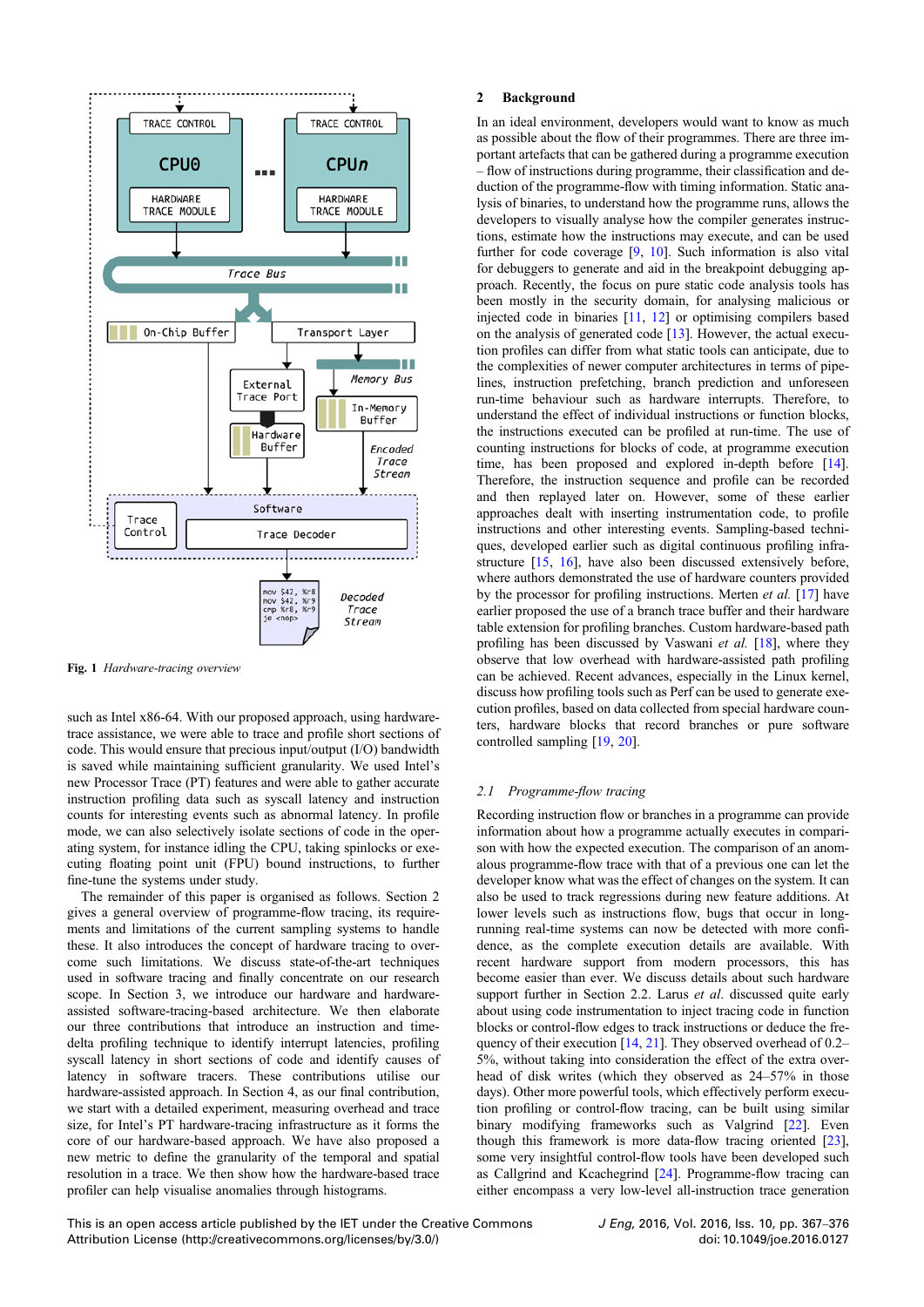Fig. 1 *Hardware-tracing overview*

such as Intel x86-64. With our proposed approach, using hardware-trace assistance, we were able to trace and profile short sections of code. This would ensure that precious input/output (I/O) bandwidth is saved while maintaining sufficient granularity. We used Intel's new Processor Trace (PT) features and were able to gather accurate instruction profiling data such as syscall latency and instruction counts for interesting events such as abnormal latency. In profile mode, we can also selectively isolate sections of code in the operating system, for instance idling the CPU, taking spinlocks or executing floating point unit (FPU) bound instructions, to further fine-tune the systems under study.

The remainder of this paper is organised as follows. Section 2 gives a general overview of programme-flow tracing, its requirements and limitations of the current sampling systems to handle these. It also introduces the concept of hardware tracing to overcome such limitations. We discuss state-of-the-art techniques used in software tracing and finally concentrate on our research scope. In Section 3, we introduce our hardware and hardware-assisted software-tracing-based architecture. We then elaborate our three contributions that introduce an instruction and time-delta profiling technique to identify interrupt latencies, profiling syscall latency in short sections of code and identify causes of latency in software tracers. These contributions utilise our hardware-assisted approach. In Section 4, as our final contribution, we start with a detailed experiment, measuring overhead and trace size, for Intel's PT hardware-tracing infrastructure as it forms the core of our hardware-based approach. We have also proposed a new metric to define the granularity of the temporal and spatial resolution in a trace. We then show how the hardware-based trace profiler can help visualise anomalies through histograms.

## 2 Background

In an ideal environment, developers would want to know as much as possible about the flow of their programmes. There are three important artefacts that can be gathered during a programme execution – flow of instructions during programme, their classification and deduction of the programme-flow with timing information. Static analysis of binaries, to understand how the programme runs, allows the developers to visually analyse how the compiler generates instructions, estimate how the instructions may execute, and can be used further for code coverage [9, 10]. Such information is also vital for debuggers to generate and aid in the breakpoint debugging approach. Recently, the focus on pure static code analysis tools has been mostly in the security domain, for analysing malicious or injected code in binaries [11, 12] or optimising compilers based on the analysis of generated code [13]. However, the actual execution profiles can differ from what static tools can anticipate, due to the complexities of newer computer architectures in terms of pipelines, instruction prefetching, branch prediction and unforeseen run-time behaviour such as hardware interrupts. Therefore, to understand the effect of individual instructions or function blocks, the instructions executed can be profiled at run-time. The use of counting instructions for blocks of code, at programme execution time, has been proposed and explored in-depth before [14]. Therefore, the instruction sequence and profile can be recorded and then replayed later on. However, some of these earlier approaches dealt with inserting instrumentation code, to profile instructions and other interesting events. Sampling-based techniques, developed earlier such as digital continuous profiling infrastructure [15, 16], have also been discussed extensively before, where authors demonstrated the use of hardware counters provided by the processor for profiling instructions. Merten *et al.* [17] have earlier proposed the use of a branch trace buffer and their hardware table extension for profiling branches. Custom hardware-based path profiling has been discussed by Vaswani *et al.* [18], where they observe that low overhead with hardware-assisted path profiling can be achieved. Recent advances, especially in the Linux kernel, discuss how profiling tools such as Perf can be used to generate execution profiles, based on data collected from special hardware counters, hardware blocks that record branches or pure software controlled sampling [19, 20].

### 2.1 Programme-flow tracing

Recording instruction flow or branches in a programme can provide information about how a programme actually executes in comparison with how the expected execution. The comparison of an anomalous programme-flow trace with that of a previous one can let the developer know what was the effect of changes on the system. It can also be used to track regressions during new feature additions. At lower levels such as instructions flow, bugs that occur in long-running real-time systems can now be detected with more confidence, as the complete execution details are available. With recent hardware support from modern processors, this has become easier than ever. We discuss details about such hardware support further in Section 2.2. Larus *et al.* discussed quite early about using code instrumentation to inject tracing code in function blocks or control-flow edges to track instructions or deduce the frequency of their execution [14, 21]. They observed overhead of 0.2–5%, without taking into consideration the effect of the extra overhead of disk writes (which they observed as 24–57% in those days). Other more powerful tools, which effectively perform execution profiling or control-flow tracing, can be built using similar binary modifying frameworks such as Valgrind [22]. Even though this framework is more data-flow tracing oriented [23], some very insightful control-flow tools have been developed such as Callgrind and Kcachegrind [24]. Programme-flow tracing can either encompass a very low-level all-instruction trace generation

This is an open access article published by the IET under the Creative Commons Attribution License (http://creativecommons.org/licenses/by/3.0/)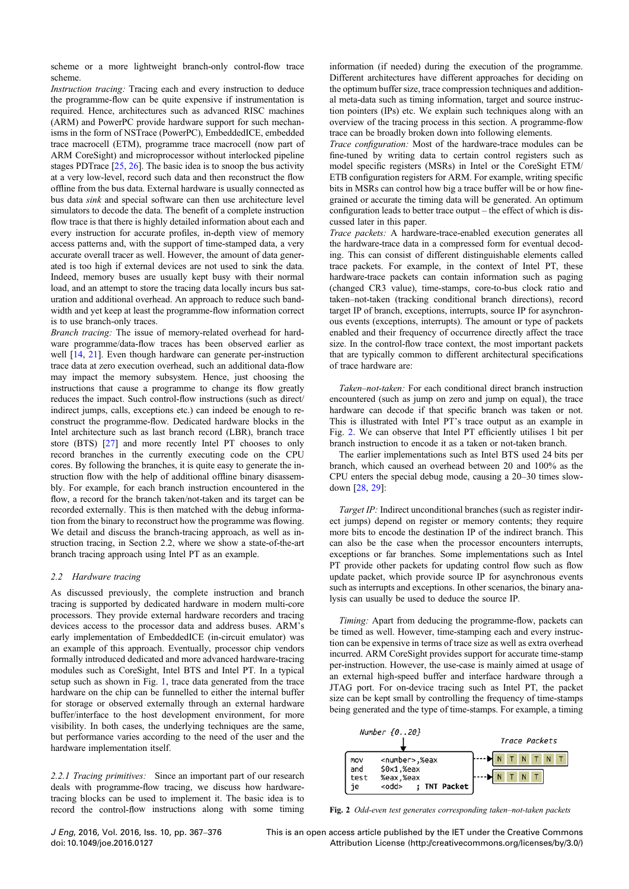scheme or a more lightweight branch-only control-flow trace scheme.

*Instruction tracing:* Tracing each and every instruction to deduce the programme-flow can be quite expensive if instrumentation is required. Hence, architectures such as advanced RISC machines (ARM) and PowerPC provide hardware support for such mechanisms in the form of NSTrace (PowerPC), EmbeddedICE, embedded trace macrocell (ETM), programme trace macrocell (now part of ARM CoreSight) and microprocessor without interlocked pipeline stages PDTrace [25, 26]. The basic idea is to snoop the bus activity at a very low-level, record such data and then reconstruct the flow offline from the bus data. External hardware is usually connected as bus data *sink* and special software can then use architecture level simulators to decode the data. The benefit of a complete instruction flow trace is that there is highly detailed information about each and every instruction for accurate profiles, in-depth view of memory access patterns and, with the support of time-stamped data, a very accurate overall tracer as well. However, the amount of data generated is too high if external devices are not used to sink the data. Indeed, memory buses are usually kept busy with their normal load, and an attempt to store the tracing data locally incurs bus saturation and additional overhead. An approach to reduce such bandwidth and yet keep at least the programme-flow information correct is to use branch-only traces.

*Branch tracing:* The issue of memory-related overhead for hardware programme/data-flow traces has been observed earlier as well [14, 21]. Even though hardware can generate per-instruction trace data at zero execution overhead, such an additional data-flow may impact the memory subsystem. Hence, just choosing the instructions that cause a programme to change its flow greatly reduces the impact. Such control-flow instructions (such as direct/indirect jumps, calls, exceptions etc.) can indeed be enough to reconstruct the programme-flow. Dedicated hardware blocks in the Intel architecture such as last branch record (LBR), branch trace store (BTS) [27] and more recently Intel PT chooses to only record branches in the currently executing code on the CPU cores. By following the branches, it is quite easy to generate the instruction flow with the help of additional offline binary disassembly. For example, for each branch instruction encountered in the flow, a record for the branch taken/not-taken and its target can be recorded externally. This is then matched with the debug information from the binary to reconstruct how the programme was flowing. We detail and discuss the branch-tracing approach, as well as instruction tracing, in Section 2.2, where we show a state-of-the-art branch tracing approach using Intel PT as an example.

### 2.2 Hardware tracing

As discussed previously, the complete instruction and branch tracing is supported by dedicated hardware in modern multi-core processors. They provide external hardware recorders and tracing devices access to the processor data and address buses. ARM's early implementation of EmbeddedICE (in-circuit emulator) was an example of this approach. Eventually, processor chip vendors formally introduced dedicated and more advanced hardware-tracing modules such as CoreSight, Intel BTS and Intel PT. In a typical setup such as shown in Fig. 1, trace data generated from the trace hardware on the chip can be funnelled to either the internal buffer for storage or observed externally through an external hardware buffer/interface to the host development environment, for more visibility. In both cases, the underlying techniques are the same, but performance varies according to the need of the user and the hardware implementation itself.

#### 2.2.1 Tracing primitives:

Since an important part of our research deals with programme-flow tracing, we discuss how hardware-tracing blocks can be used to implement it. The basic idea is to record the control-flow instructions along with some timing information (if needed) during the execution of the programme. Different architectures have different approaches for deciding on the optimum buffer size, trace compression techniques and additional meta-data such as timing information, target and source instruction pointers (IPs) etc. We explain such techniques along with an overview of the tracing process in this section. A programme-flow trace can be broadly broken down into following elements.

*Trace configuration:* Most of the hardware-trace modules can be fine-tuned by writing data to certain control registers such as model specific registers (MSRs) in Intel or the CoreSight ETM/ETB configuration registers for ARM. For example, writing specific bits in MSRs can control how big a trace buffer will be or how fine-grained or accurate the timing data will be generated. An optimum configuration leads to better trace output – the effect of which is discussed later in this paper.

*Trace packets:* A hardware-trace-enabled execution generates all the hardware-trace data in a compressed form for eventual decoding. This can consist of different distinguishable elements called trace packets. For example, in the context of Intel PT, these hardware-trace packets can contain information such as paging (changed CR3 value), time-stamps, core-to-bus clock ratio and taken–not-taken (tracking conditional branch directions), record target IP of branch, exceptions, interrupts, source IP for asynchronous events (exceptions, interrupts). The amount or type of packets enabled and their frequency of occurrence directly affect the trace size. In the control-flow trace context, the most important packets that are typically common to different architectural specifications of trace hardware are:

*Taken–not-taken:* For each conditional direct branch instruction encountered (such as jump on zero and jump on equal), the trace hardware can decode if that specific branch was taken or not. This is illustrated with Intel PT's trace output as an example in Fig. 2. We can observe that Intel PT efficiently utilises 1 bit per branch instruction to encode it as a taken or not-taken branch.

The earlier implementations such as Intel BTS used 24 bits per branch, which caused an overhead between 20 and 100% as the CPU enters the special debug mode, causing a 20–30 times slowdown [28, 29]:

*Target IP:* Indirect unconditional branches (such as register indirect jumps) depend on register or memory contents; they require more bits to encode the destination IP of the indirect branch. This can also be the case when the processor encounters interrupts, exceptions or far branches. Some implementations such as Intel PT provide other packets for updating control flow such as flow update packet, which provide source IP for asynchronous events such as interrupts and exceptions. In other scenarios, the binary analysis can usually be used to deduce the source IP.

*Timing:* Apart from deducing the programme-flow, packets can be timed as well. However, time-stamping each and every instruction can be expensive in terms of trace size as well as extra overhead incurred. ARM CoreSight provides support for accurate time-stamp per-instruction. However, the use-case is mainly aimed at usage of an external high-speed buffer and interface hardware through a JTAG port. For on-device tracing such as Intel PT, the packet size can be kept small by controlling the frequency of time-stamps being generated and the type of time-stamps. For example, a timing

```
Number {0..20}
        |
mov   <number>,%eax        ---> Trace Packets: N T N T N T
and   $0x1,%eax
test  %eax,%eax            ---> N T N T
je    <odd>    ; TNT Packet
```

**Fig. 2** *Odd-even test generates corresponding taken–not-taken packets*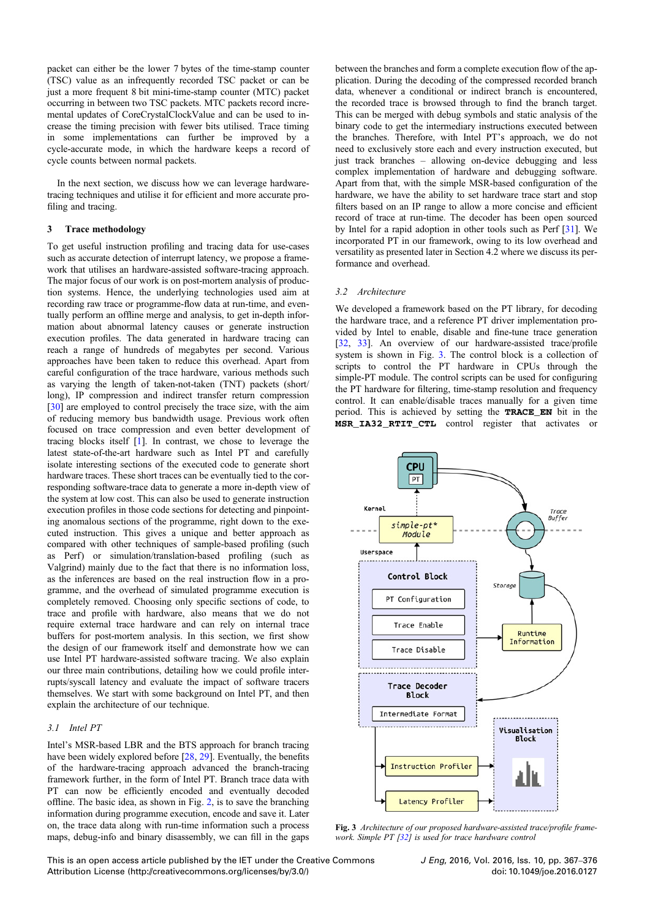packet can either be the lower 7 bytes of the time-stamp counter (TSC) value as an infrequently recorded TSC packet or can be just a more frequent 8 bit mini-time-stamp counter (MTC) packet occurring in between two TSC packets. MTC packets record incremental updates of CoreCrystalClockValue and can be used to increase the timing precision with fewer bits utilised. Trace timing in some implementations can further be improved by a cycle-accurate mode, in which the hardware keeps a record of cycle counts between normal packets.

In the next section, we discuss how we can leverage hardware-tracing techniques and utilise it for efficient and more accurate profiling and tracing.

## 3 Trace methodology

To get useful instruction profiling and tracing data for use-cases such as accurate detection of interrupt latency, we propose a framework that utilises an hardware-assisted software-tracing approach. The major focus of our work is on post-mortem analysis of production systems. Hence, the underlying technologies used aim at recording raw trace or programme-flow data at run-time, and eventually perform an offline merge and analysis, to get in-depth information about abnormal latency causes or generate instruction execution profiles. The data generated in hardware tracing can reach a range of hundreds of megabytes per second. Various approaches have been taken to reduce this overhead. Apart from careful configuration of the trace hardware, various methods such as varying the length of taken-not-taken (TNT) packets (short/long), IP compression and indirect transfer return compression [30] are employed to control precisely the trace size, with the aim of reducing memory bus bandwidth usage. Previous work often focused on trace compression and even better development of tracing blocks itself [1]. In contrast, we chose to leverage the latest state-of-the-art hardware such as Intel PT and carefully isolate interesting sections of the executed code to generate short hardware traces. These short traces can be eventually tied to the corresponding software-trace data to generate a more in-depth view of the system at low cost. This can also be used to generate instruction execution profiles in those code sections for detecting and pinpointing anomalous sections of the programme, right down to the executed instruction. This gives a unique and better approach as compared with other techniques of sample-based profiling (such as Perf) or simulation/translation-based profiling (such as Valgrind) mainly due to the fact that there is no information loss, as the inferences are based on the real instruction flow in a programme, and the overhead of simulated programme execution is completely removed. Choosing only specific sections of code, to trace and profile with hardware, also means that we do not require external trace hardware and can rely on internal trace buffers for post-mortem analysis. In this section, we first show the design of our framework itself and demonstrate how we can use Intel PT hardware-assisted software tracing. We also explain our three main contributions, detailing how we could profile interrupts/syscall latency and evaluate the impact of software tracers themselves. We start with some background on Intel PT, and then explain the architecture of our technique.

### 3.1 Intel PT

Intel's MSR-based LBR and the BTS approach for branch tracing have been widely explored before [28, 29]. Eventually, the benefits of the hardware-tracing approach advanced the branch-tracing framework further, in the form of Intel PT. Branch trace data with PT can now be efficiently encoded and eventually decoded offline. The basic idea, as shown in Fig. 2, is to save the branching information during programme execution, encode and save it. Later on, the trace data along with run-time information such as process maps, debug-info and binary disassembly, we can fill in the gaps between the branches and form a complete execution flow of the application. During the decoding of the compressed recorded branch data, whenever a conditional or indirect branch is encountered, the recorded trace is browsed through to find the branch target. This can be merged with debug symbols and static analysis of the binary code to get the intermediary instructions executed between the branches. Therefore, with Intel PT's approach, we do not need to exclusively store each and every instruction executed, but just track branches – allowing on-device debugging and less complex implementation of hardware and debugging software. Apart from that, with the simple MSR-based configuration of the hardware, we have the ability to set hardware trace start and stop filters based on an IP range to allow a more concise and efficient record of trace at run-time. The decoder has been open sourced by Intel for a rapid adoption in other tools such as Perf [31]. We incorporated PT in our framework, owing to its low overhead and versatility as presented later in Section 4.2 where we discuss its performance and overhead.

### 3.2 Architecture

We developed a framework based on the PT library, for decoding the hardware trace, and a reference PT driver implementation provided by Intel to enable, disable and fine-tune trace generation [32, 33]. An overview of our hardware-assisted trace/profile system is shown in Fig. 3. The control block is a collection of scripts to control the PT hardware in CPUs through the simple-PT module. The control scripts can be used for configuring the PT hardware for filtering, time-stamp resolution and frequency control. It can enable/disable traces manually for a given time period. This is achieved by setting the **TRACE_EN** bit in the **MSR_IA32_RTIT_CTL** control register that activates or

Fig. 3 *Architecture of our proposed hardware-assisted trace/profile framework. Simple PT [32] is used for trace hardware control*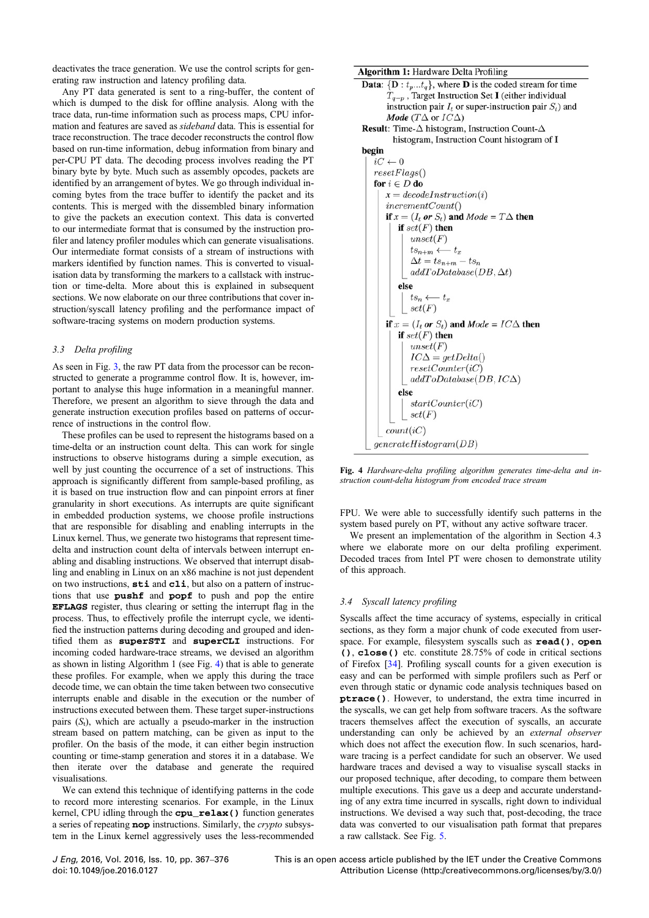deactivates the trace generation. We use the control scripts for generating raw instruction and latency profiling data.

Any PT data generated is sent to a ring-buffer, the content of which is dumped to the disk for offline analysis. Along with the trace data, run-time information such as process maps, CPU information and features are saved as *sideband* data. This is essential for trace reconstruction. The trace decoder reconstructs the control flow based on run-time information, debug information from binary and per-CPU PT data. The decoding process involves reading the PT binary byte by byte. Much such as assembly opcodes, packets are identified by an arrangement of bytes. We go through individual incoming bytes from the trace buffer to identify the packet and its contents. This is merged with the dissembled binary information to give the packets an execution context. This data is converted to our intermediate format that is consumed by the instruction profiler and latency profiler modules which can generate visualisations. Our intermediate format consists of a stream of instructions with markers identified by function names. This is converted to visualisation data by transforming the markers to a callstack with instruction or time-delta. More about this is explained in subsequent sections. We now elaborate on our three contributions that cover instruction/syscall latency profiling and the performance impact of software-tracing systems on modern production systems.

### 3.3 Delta profiling

As seen in Fig. 3, the raw PT data from the processor can be reconstructed to generate a programme control flow. It is, however, important to analyse this huge information in a meaningful manner. Therefore, we present an algorithm to sieve through the data and generate instruction execution profiles based on patterns of occurrence of instructions in the control flow.

These profiles can be used to represent the histograms based on a time-delta or an instruction count delta. This can work for single instructions to observe histograms during a simple execution, as well by just counting the occurrence of a set of instructions. This approach is significantly different from sample-based profiling, as it is based on true instruction flow and can pinpoint errors at finer granularity in short executions. As interrupts are quite significant in embedded production systems, we choose profile instructions that are responsible for disabling and enabling interrupts in the Linux kernel. Thus, we generate two histograms that represent time-delta and instruction count delta of intervals between interrupt enabling and disabling instructions. We observed that interrupt disabling and enabling in Linux on an x86 machine is not just dependent on two instructions, **sti** and **cli**, but also on a pattern of instructions that use **pushf** and **popf** to push and pop the entire **EFLAGS** register, thus clearing or setting the interrupt flag in the process. Thus, to effectively profile the interrupt cycle, we identified the instruction patterns during decoding and grouped and identified them as **superSTI** and **superCLI** instructions. For incoming coded hardware-trace streams, we devised an algorithm as shown in listing Algorithm 1 (see Fig. 4) that is able to generate these profiles. For example, when we apply this during the trace decode time, we can obtain the time taken between two consecutive interrupts enable and disable in the execution or the number of instructions executed between them. These target super-instructions pairs ($S_t$), which are actually a pseudo-marker in the instruction stream based on pattern matching, can be given as input to the profiler. On the basis of the mode, it can either begin instruction counting or time-stamp generation and stores it in a database. We then iterate over the database and generate the required visualisations.

We can extend this technique of identifying patterns in the code to record more interesting scenarios. For example, in the Linux kernel, CPU idling through the **cpu_relax()** function generates a series of repeating **nop** instructions. Similarly, the *crypto* subsystem in the Linux kernel aggressively uses the less-recommended FPU. We were able to successfully identify such patterns in the system based purely on PT, without any active software tracer.

We present an implementation of the algorithm in Section 4.3 where we elaborate more on our delta profiling experiment. Decoded traces from Intel PT were chosen to demonstrate utility of this approach.

**Algorithm 1:** Hardware Delta Profiling

**Data**: $\{\mathbf{D}: t_p \ldots t_q\}$, where **D** is the coded stream for time $T_{q-p}$, Target Instruction Set **I** (either individual instruction pair $I_t$ or super-instruction pair $S_t$) and ***Mode*** ($T\Delta$ or $IC\Delta$)

**Result**: Time-$\Delta$ histogram, Instruction Count-$\Delta$ histogram, Instruction Count histogram of **I**

```
begin
    iC ← 0
    resetFlags()
    for i ∈ D do
        x = decodeInstruction(i)
        incrementCount()
        if x = (I_t or S_t) and Mode = TΔ then
            if set(F) then
                unset(F)
                ts_{n+m} ⟵ t_x
                Δt = ts_{n+m} − ts_n
                addToDatabase(DB, Δt)
            else
                ts_n ⟵ t_x
                set(F)
        if x = (I_t or S_t) and Mode = ICΔ then
            if set(F) then
                unset(F)
                ICΔ = getDelta()
                resetCounter(iC)
                addToDatabase(DB, ICΔ)
            else
                startCounter(iC)
                set(F)
        count(iC)
    generateHistogram(DB)
```

**Fig. 4** *Hardware-delta profiling algorithm generates time-delta and instruction count-delta histogram from encoded trace stream*

### 3.4 Syscall latency profiling

Syscalls affect the time accuracy of systems, especially in critical sections, as they form a major chunk of code executed from userspace. For example, filesystem syscalls such as **read()**, **open()**, **close()** etc. constitute 28.75% of code in critical sections of Firefox [34]. Profiling syscall counts for a given execution is easy and can be performed with simple profilers such as Perf or even through static or dynamic code analysis techniques based on **ptrace()**. However, to understand, the extra time incurred in the syscalls, we can get help from software tracers. As the software tracers themselves affect the execution of syscalls, an accurate understanding can only be achieved by an *external observer* which does not affect the execution flow. In such scenarios, hardware tracing is a perfect candidate for such an observer. We used hardware traces and devised a way to visualise syscall stacks in our proposed technique, after decoding, to compare them between multiple executions. This gave us a deep and accurate understanding of any extra time incurred in syscalls, right down to individual instructions. We devised a way such that, post-decoding, the trace data was converted to our visualisation path format that prepares a raw callstack. See Fig. 5.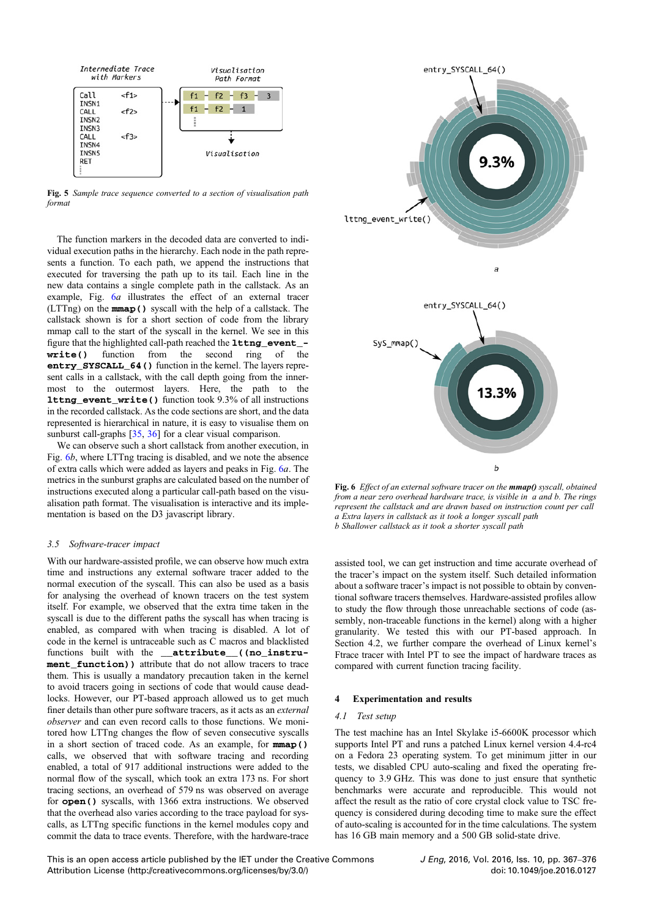Fig. 5 *Sample trace sequence converted to a section of visualisation path format*

The function markers in the decoded data are converted to individual execution paths in the hierarchy. Each node in the path represents a function. To each path, we append the instructions that executed for traversing the path up to its tail. Each line in the new data contains a single complete path in the callstack. As an example, Fig. 6*a* illustrates the effect of an external tracer (LTTng) on the **mmap()** syscall with the help of a callstack. The callstack shown is for a short section of code from the library mmap call to the start of the syscall in the kernel. We see in this figure that the highlighted call-path reached the **lttng_event_write()** function from the second ring of the **entry_SYSCALL_64()** function in the kernel. The layers represent calls in a callstack, with the call depth going from the innermost to the outermost layers. Here, the path to the **lttng_event_write()** function took 9.3% of all instructions in the recorded callstack. As the code sections are short, and the data represented is hierarchical in nature, it is easy to visualise them on sunburst call-graphs [35, 36] for a clear visual comparison.

We can observe such a short callstack from another execution, in Fig. 6*b*, where LTTng tracing is disabled, and we note the absence of extra calls which were added as layers and peaks in Fig. 6*a*. The metrics in the sunburst graphs are calculated based on the number of instructions executed along a particular call-path based on the visualisation path format. The visualisation is interactive and its implementation is based on the D3 javascript library.

### 3.5 Software-tracer impact

With our hardware-assisted profile, we can observe how much extra time and instructions any external software tracer added to the normal execution of the syscall. This can also be used as a basis for analysing the overhead of known tracers on the test system itself. For example, we observed that the extra time taken in the syscall is due to the different paths the syscall has when tracing is enabled, as compared with when tracing is disabled. A lot of code in the kernel is untraceable such as C macros and blacklisted functions built with the **__attribute__((no_instrument_function))** attribute that do not allow tracers to trace them. This is usually a mandatory precaution taken in the kernel to avoid tracers going in sections of code that would cause deadlocks. However, our PT-based approach allowed us to get much finer details than other pure software tracers, as it acts as an *external observer* and can even record calls to those functions. We monitored how LTTng changes the flow of seven consecutive syscalls in a short section of traced code. As an example, for **mmap()** calls, we observed that with software tracing and recording enabled, a total of 917 additional instructions were added to the normal flow of the syscall, which took an extra 173 ns. For short tracing sections, an overhead of 579 ns was observed on average for **open()** syscalls, with 1366 extra instructions. We observed that the overhead also varies according to the trace payload for syscalls, as LTTng specific functions in the kernel modules copy and commit the data to trace events. Therefore, with the hardware-trace assisted tool, we can get instruction and time accurate overhead of the tracer's impact on the system itself. Such detailed information about a software tracer's impact is not possible to obtain by conventional software tracers themselves. Hardware-assisted profiles allow to study the flow through those unreachable sections of code (assembly, non-traceable functions in the kernel) along with a higher granularity. We tested this with our PT-based approach. In Section 4.2, we further compare the overhead of Linux kernel's Ftrace tracer with Intel PT to see the impact of hardware traces as compared with current function tracing facility.

Fig. 6 *Effect of an external software tracer on the **mmap()** syscall, obtained from a near zero overhead hardware trace, is visible in a and b. The rings represent the callstack and are drawn based on instruction count per call*
*a Extra layers in callstack as it took a longer syscall path*
*b Shallower callstack as it took a shorter syscall path*

## 4 Experimentation and results

### 4.1 Test setup

The test machine has an Intel Skylake i5-6600K processor which supports Intel PT and runs a patched Linux kernel version 4.4-rc4 on a Fedora 23 operating system. To get minimum jitter in our tests, we disabled CPU auto-scaling and fixed the operating frequency to 3.9 GHz. This was done to just ensure that synthetic benchmarks were accurate and reproducible. This would not affect the result as the ratio of core crystal clock value to TSC frequency is considered during decoding time to make sure the effect of auto-scaling is accounted for in the time calculations. The system has 16 GB main memory and a 500 GB solid-state drive.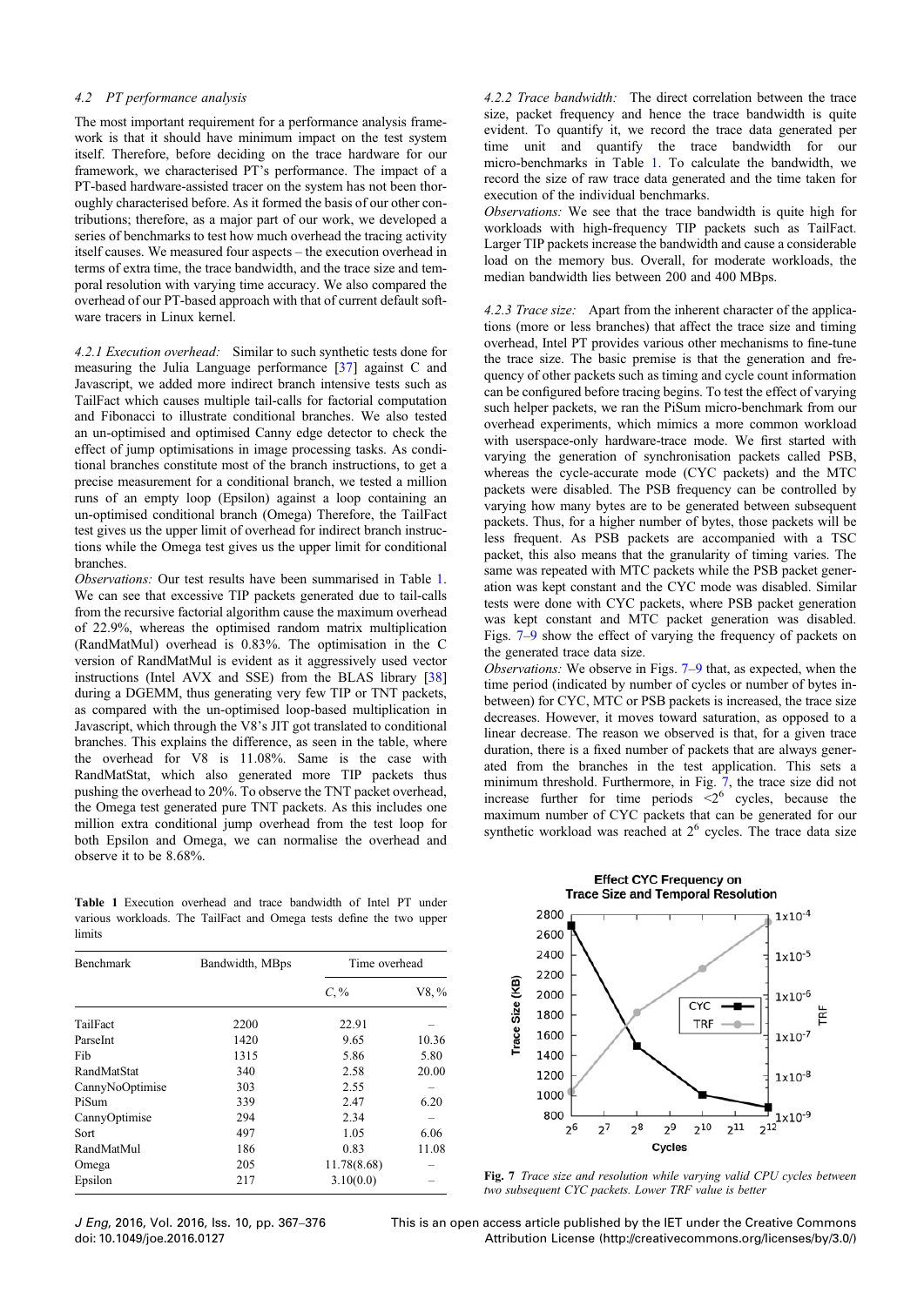### 4.2 PT performance analysis

The most important requirement for a performance analysis framework is that it should have minimum impact on the test system itself. Therefore, before deciding on the trace hardware for our framework, we characterised PT's performance. The impact of a PT-based hardware-assisted tracer on the system has not been thoroughly characterised before. As it formed the basis of our other contributions; therefore, as a major part of our work, we developed a series of benchmarks to test how much overhead the tracing activity itself causes. We measured four aspects – the execution overhead in terms of extra time, the trace bandwidth, and the trace size and temporal resolution with varying time accuracy. We also compared the overhead of our PT-based approach with that of current default software tracers in Linux kernel.

*4.2.1 Execution overhead:* Similar to such synthetic tests done for measuring the Julia Language performance [37] against C and Javascript, we added more indirect branch intensive tests such as TailFact which causes multiple tail-calls for factorial computation and Fibonacci to illustrate conditional branches. We also tested an un-optimised and optimised Canny edge detector to check the effect of jump optimisations in image processing tasks. As conditional branches constitute most of the branch instructions, to get a precise measurement for a conditional branch, we tested a million runs of an empty loop (Epsilon) against a loop containing an un-optimised conditional branch (Omega) Therefore, the TailFact test gives us the upper limit of overhead for indirect branch instructions while the Omega test gives us the upper limit for conditional branches.

*Observations:* Our test results have been summarised in Table 1. We can see that excessive TIP packets generated due to tail-calls from the recursive factorial algorithm cause the maximum overhead of 22.9%, whereas the optimised random matrix multiplication (RandMatMul) overhead is 0.83%. The optimisation in the C version of RandMatMul is evident as it aggressively used vector instructions (Intel AVX and SSE) from the BLAS library [38] during a DGEMM, thus generating very few TIP or TNT packets, as compared with the un-optimised loop-based multiplication in Javascript, which through the V8's JIT got translated to conditional branches. This explains the difference, as seen in the table, where the overhead for V8 is 11.08%. Same is the case with RandMatStat, which also generated more TIP packets thus pushing the overhead to 20%. To observe the TNT packet overhead, the Omega test generated pure TNT packets. As this includes one million extra conditional jump overhead from the test loop for both Epsilon and Omega, we can normalise the overhead and observe it to be 8.68%.

**Table 1** Execution overhead and trace bandwidth of Intel PT under various workloads. The TailFact and Omega tests define the two upper limits

| Benchmark | Bandwidth, MBps | Time overhead | |
|---|---|---|---|
| | | *C*, % | V8, % |
| TailFact | 2200 | 22.91 | – |
| ParseInt | 1420 | 9.65 | 10.36 |
| Fib | 1315 | 5.86 | 5.80 |
| RandMatStat | 340 | 2.58 | 20.00 |
| CannyNoOptimise | 303 | 2.55 | – |
| PiSum | 339 | 2.47 | 6.20 |
| CannyOptimise | 294 | 2.34 | – |
| Sort | 497 | 1.05 | 6.06 |
| RandMatMul | 186 | 0.83 | 11.08 |
| Omega | 205 | 11.78(8.68) | – |
| Epsilon | 217 | 3.10(0.0) | – |

*4.2.2 Trace bandwidth:* The direct correlation between the trace size, packet frequency and hence the trace bandwidth is quite evident. To quantify it, we record the trace data generated per time unit and quantify the trace bandwidth for our micro-benchmarks in Table 1. To calculate the bandwidth, we record the size of raw trace data generated and the time taken for execution of the individual benchmarks.

*Observations:* We see that the trace bandwidth is quite high for workloads with high-frequency TIP packets such as TailFact. Larger TIP packets increase the bandwidth and cause a considerable load on the memory bus. Overall, for moderate workloads, the median bandwidth lies between 200 and 400 MBps.

*4.2.3 Trace size:* Apart from the inherent character of the applications (more or less branches) that affect the trace size and timing overhead, Intel PT provides various other mechanisms to fine-tune the trace size. The basic premise is that the generation and frequency of other packets such as timing and cycle count information can be configured before tracing begins. To test the effect of varying such helper packets, we ran the PiSum micro-benchmark from our overhead experiments, which mimics a more common workload with userspace-only hardware-trace mode. We first started with varying the generation of synchronisation packets called PSB, whereas the cycle-accurate mode (CYC packets) and the MTC packets were disabled. The PSB frequency can be controlled by varying how many bytes are to be generated between subsequent packets. Thus, for a higher number of bytes, those packets will be less frequent. As PSB packets are accompanied with a TSC packet, this also means that the granularity of timing varies. The same was repeated with MTC packets while the PSB packet generation was kept constant and the CYC mode was disabled. Similar tests were done with CYC packets, where PSB packet generation was kept constant and MTC packet generation was disabled. Figs. 7–9 show the effect of varying the frequency of packets on the generated trace data size.

*Observations:* We observe in Figs. 7–9 that, as expected, when the time period (indicated by number of cycles or number of bytes in-between) for CYC, MTC or PSB packets is increased, the trace size decreases. However, it moves toward saturation, as opposed to a linear decrease. The reason we observed is that, for a given trace duration, there is a fixed number of packets that are always generated from the branches in the test application. This sets a minimum threshold. Furthermore, in Fig. 7, the trace size did not increase further for time periods $<2^6$ cycles, because the maximum number of CYC packets that can be generated for our synthetic workload was reached at $2^6$ cycles. The trace data size

**Fig. 7** *Trace size and resolution while varying valid CPU cycles between two subsequent CYC packets. Lower TRF value is better*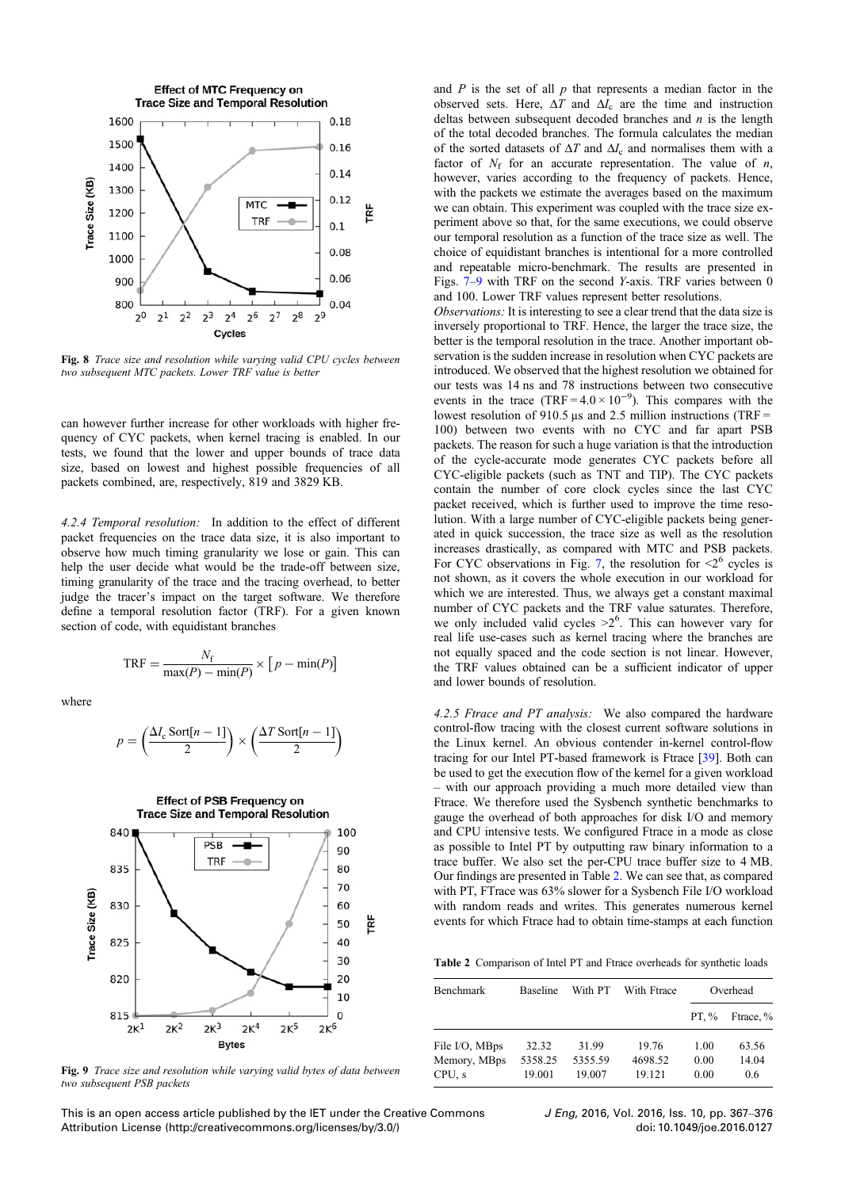*Fig. 8 Trace size and resolution while varying valid CPU cycles between two subsequent MTC packets. Lower TRF value is better*

can however further increase for other workloads with higher frequency of CYC packets, when kernel tracing is enabled. In our tests, we found that the lower and upper bounds of trace data size, based on lowest and highest possible frequencies of all packets combined, are, respectively, 819 and 3829 KB.

*4.2.4 Temporal resolution:* In addition to the effect of different packet frequencies on the trace data size, it is also important to observe how much timing granularity we lose or gain. This can help the user decide what would be the trade-off between size, timing granularity of the trace and the tracing overhead, to better judge the tracer's impact on the target software. We therefore define a temporal resolution factor (TRF). For a given known section of code, with equidistant branches

$$\text{TRF} = \frac{N_\text{f}}{\max(P) - \min(P)} \times \left[ p - \min(P) \right]$$

where

$$p = \left( \frac{\Delta I_\text{c} \,\text{Sort}[n-1]}{2} \right) \times \left( \frac{\Delta T \,\text{Sort}[n-1]}{2} \right)$$

*Fig. 9 Trace size and resolution while varying valid bytes of data between two subsequent PSB packets*

and $P$ is the set of all $p$ that represents a median factor in the observed sets. Here, $\Delta T$ and $\Delta I_\text{c}$ are the time and instruction deltas between subsequent decoded branches and $n$ is the length of the total decoded branches. The formula calculates the median of the sorted datasets of $\Delta T$ and $\Delta I_\text{c}$ and normalises them with a factor of $N_\text{f}$ for an accurate representation. The value of $n$, however, varies according to the frequency of packets. Hence, with the packets we estimate the averages based on the maximum we can obtain. This experiment was coupled with the trace size experiment above so that, for the same executions, we could observe our temporal resolution as a function of the trace size as well. The choice of equidistant branches is intentional for a more controlled and repeatable micro-benchmark. The results are presented in Figs. 7–9 with TRF on the second $Y$-axis. TRF varies between 0 and 100. Lower TRF values represent better resolutions.

*Observations:* It is interesting to see a clear trend that the data size is inversely proportional to TRF. Hence, the larger the trace size, the better is the temporal resolution in the trace. Another important observation is the sudden increase in resolution when CYC packets are introduced. We observed that the highest resolution we obtained for our tests was 14 ns and 78 instructions between two consecutive events in the trace ($\text{TRF} = 4.0 \times 10^{-9}$). This compares with the lowest resolution of 910.5 µs and 2.5 million instructions ($\text{TRF} = 100$) between two events with no CYC and far apart PSB packets. The reason for such a huge variation is that the introduction of the cycle-accurate mode generates CYC packets before all CYC-eligible packets (such as TNT and TIP). The CYC packets contain the number of core clock cycles since the last CYC packet received, which is further used to improve the time resolution. With a large number of CYC-eligible packets being generated in quick succession, the trace size as well as the resolution increases drastically, as compared with MTC and PSB packets. For CYC observations in Fig. 7, the resolution for $<2^6$ cycles is not shown, as it covers the whole execution in our workload for which we are interested. Thus, we always get a constant maximal number of CYC packets and the TRF value saturates. Therefore, we only included valid cycles $>2^6$. This can however vary for real life use-cases such as kernel tracing where the branches are not equally spaced and the code section is not linear. However, the TRF values obtained can be a sufficient indicator of upper and lower bounds of resolution.

*4.2.5 Ftrace and PT analysis:* We also compared the hardware control-flow tracing with the closest current software solutions in the Linux kernel. An obvious contender in-kernel control-flow tracing for our Intel PT-based framework is Ftrace [39]. Both can be used to get the execution flow of the kernel for a given workload – with our approach providing a much more detailed view than Ftrace. We therefore used the Sysbench synthetic benchmarks to gauge the overhead of both approaches for disk I/O and memory and CPU intensive tests. We configured Ftrace in a mode as close as possible to Intel PT by outputting raw binary information to a trace buffer. We also set the per-CPU trace buffer size to 4 MB. Our findings are presented in Table 2. We can see that, as compared with PT, FTrace was 63% slower for a Sysbench File I/O workload with random reads and writes. This generates numerous kernel events for which Ftrace had to obtain time-stamps at each function

**Table 2** Comparison of Intel PT and Ftrace overheads for synthetic loads

| Benchmark | Baseline | With PT | With Ftrace | Overhead | |
|---|---|---|---|---|---|
| | | | | PT, % | Ftrace, % |
| File I/O, MBps | 32.32 | 31.99 | 19.76 | 1.00 | 63.56 |
| Memory, MBps | 5358.25 | 5355.59 | 4698.52 | 0.00 | 14.04 |
| CPU, s | 19.001 | 19.007 | 19.121 | 0.00 | 0.6 |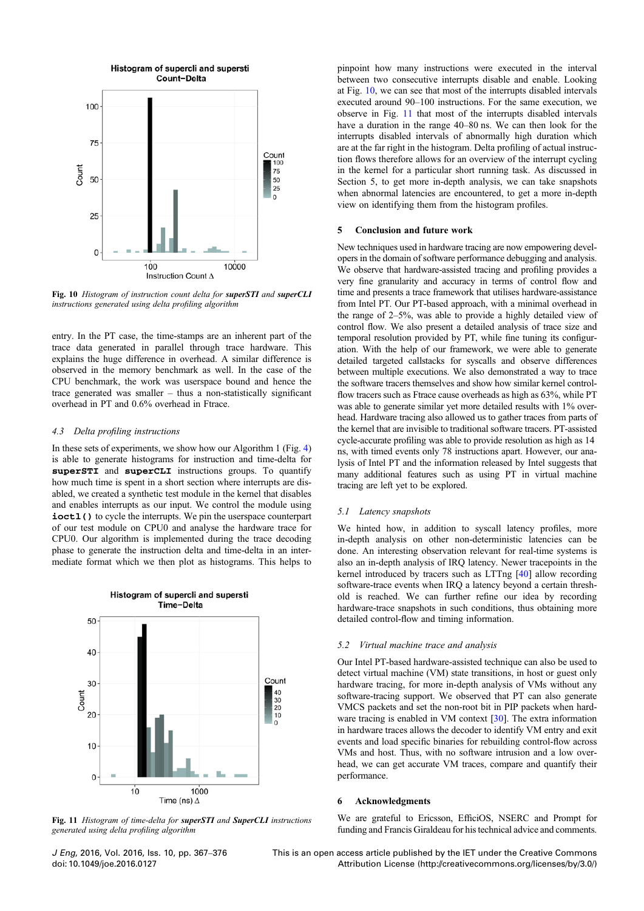Fig. 10 *Histogram of instruction count delta for* ***superSTI*** *and* ***superCLI*** *instructions generated using delta profiling algorithm*

entry. In the PT case, the time-stamps are an inherent part of the trace data generated in parallel through trace hardware. This explains the huge difference in overhead. A similar difference is observed in the memory benchmark as well. In the case of the CPU benchmark, the work was userspace bound and hence the trace generated was smaller – thus a non-statistically significant overhead in PT and 0.6% overhead in Ftrace.

### *4.3 Delta profiling instructions*

In these sets of experiments, we show how our Algorithm 1 (Fig. 4) is able to generate histograms for instruction and time-delta for **superSTI** and **superCLI** instructions groups. To quantify how much time is spent in a short section where interrupts are disabled, we created a synthetic test module in the kernel that disables and enables interrupts as our input. We control the module using **ioctl()** to cycle the interrupts. We pin the userspace counterpart of our test module on CPU0 and analyse the hardware trace for CPU0. Our algorithm is implemented during the trace decoding phase to generate the instruction delta and time-delta in an intermediate format which we then plot as histograms. This helps to

Fig. 11 *Histogram of time-delta for* ***superSTI*** *and* ***SuperCLI*** *instructions generated using delta profiling algorithm*

pinpoint how many instructions were executed in the interval between two consecutive interrupts disable and enable. Looking at Fig. 10, we can see that most of the interrupts disabled intervals executed around 90–100 instructions. For the same execution, we observe in Fig. 11 that most of the interrupts disabled intervals have a duration in the range 40–80 ns. We can then look for the interrupts disabled intervals of abnormally high duration which are at the far right in the histogram. Delta profiling of actual instruction flows therefore allows for an overview of the interrupt cycling in the kernel for a particular short running task. As discussed in Section 5, to get more in-depth analysis, we can take snapshots when abnormal latencies are encountered, to get a more in-depth view on identifying them from the histogram profiles.

## 5 Conclusion and future work

New techniques used in hardware tracing are now empowering developers in the domain of software performance debugging and analysis. We observe that hardware-assisted tracing and profiling provides a very fine granularity and accuracy in terms of control flow and time and presents a trace framework that utilises hardware-assistance from Intel PT. Our PT-based approach, with a minimal overhead in the range of 2–5%, was able to provide a highly detailed view of control flow. We also present a detailed analysis of trace size and temporal resolution provided by PT, while fine tuning its configuration. With the help of our framework, we were able to generate detailed targeted callstacks for syscalls and observe differences between multiple executions. We also demonstrated a way to trace the software tracers themselves and show how similar kernel control-flow tracers such as Ftrace cause overheads as high as 63%, while PT was able to generate similar yet more detailed results with 1% overhead. Hardware tracing also allowed us to gather traces from parts of the kernel that are invisible to traditional software tracers. PT-assisted cycle-accurate profiling was able to provide resolution as high as 14 ns, with timed events only 78 instructions apart. However, our analysis of Intel PT and the information released by Intel suggests that many additional features such as using PT in virtual machine tracing are left yet to be explored.

### *5.1 Latency snapshots*

We hinted how, in addition to syscall latency profiles, more in-depth analysis on other non-deterministic latencies can be done. An interesting observation relevant for real-time systems is also an in-depth analysis of IRQ latency. Newer tracepoints in the kernel introduced by tracers such as LTTng [40] allow recording software-trace events when IRQ a latency beyond a certain threshold is reached. We can further refine our idea by recording hardware-trace snapshots in such conditions, thus obtaining more detailed control-flow and timing information.

### *5.2 Virtual machine trace and analysis*

Our Intel PT-based hardware-assisted technique can also be used to detect virtual machine (VM) state transitions, in host or guest only hardware tracing, for more in-depth analysis of VMs without any software-tracing support. We observed that PT can also generate VMCS packets and set the non-root bit in PIP packets when hardware tracing is enabled in VM context [30]. The extra information in hardware traces allows the decoder to identify VM entry and exit events and load specific binaries for rebuilding control-flow across VMs and host. Thus, with no software intrusion and a low overhead, we can get accurate VM traces, compare and quantify their performance.

## 6 Acknowledgments

We are grateful to Ericsson, EfficiOS, NSERC and Prompt for funding and Francis Giraldeau for his technical advice and comments.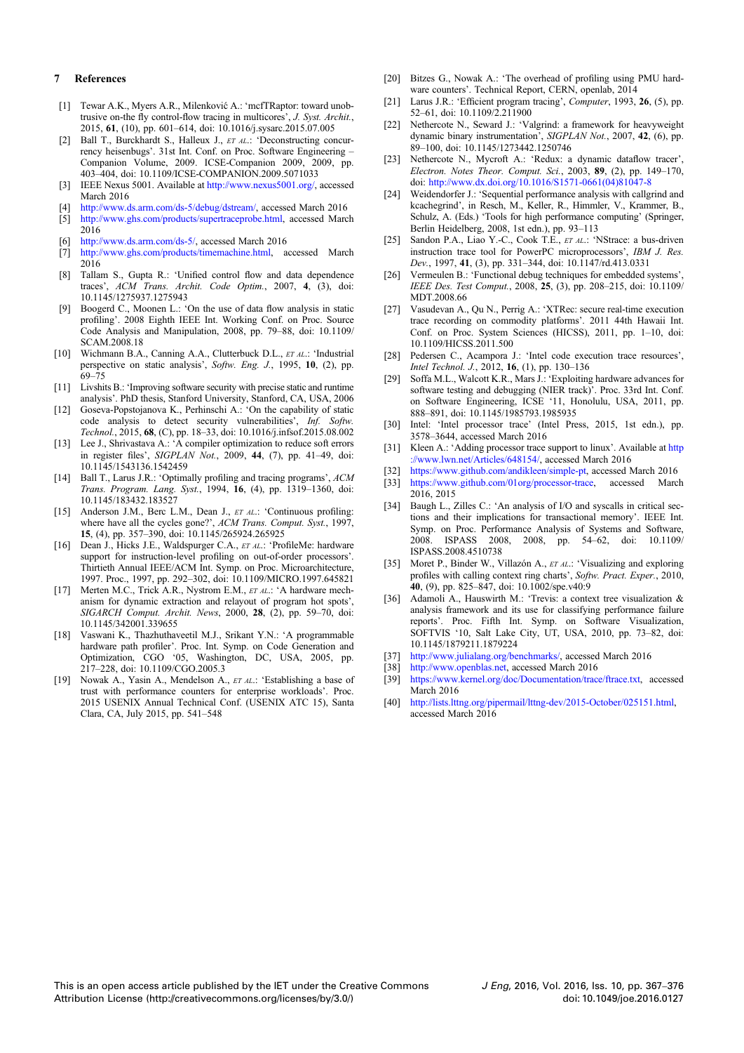## 7 References

[1] Tewar A.K., Myers A.R., Milenković A.: 'mcfTRaptor: toward unobtrusive on-the fly control-flow tracing in multicores', *J. Syst. Archit.*, 2015, **61**, (10), pp. 601–614, doi: 10.1016/j.sysarc.2015.07.005

[2] Ball T., Burckhardt S., Halleux J., *et al.*: 'Deconstructing concurrency heisenbugs'. 31st Int. Conf. on Proc. Software Engineering – Companion Volume, 2009. ICSE-Companion 2009, 2009, pp. 403–404, doi: 10.1109/ICSE-COMPANION.2009.5071033

[3] IEEE Nexus 5001. Available at http://www.nexus5001.org/, accessed March 2016

[4] http://www.ds.arm.com/ds-5/debug/dstream/, accessed March 2016

[5] http://www.ghs.com/products/supertraceprobe.html, accessed March 2016

[6] http://www.ds.arm.com/ds-5/, accessed March 2016

[7] http://www.ghs.com/products/timemachine.html, accessed March 2016

[8] Tallam S., Gupta R.: 'Unified control flow and data dependence traces', *ACM Trans. Archit. Code Optim.*, 2007, **4**, (3), doi: 10.1145/1275937.1275943

[9] Boogerd C., Moonen L.: 'On the use of data flow analysis in static profiling'. 2008 Eighth IEEE Int. Working Conf. on Proc. Source Code Analysis and Manipulation, 2008, pp. 79–88, doi: 10.1109/SCAM.2008.18

[10] Wichmann B.A., Canning A.A., Clutterbuck D.L., *et al.*: 'Industrial perspective on static analysis', *Softw. Eng. J.*, 1995, **10**, (2), pp. 69–75

[11] Livshits B.: 'Improving software security with precise static and runtime analysis'. PhD thesis, Stanford University, Stanford, CA, USA, 2006

[12] Goseva-Popstojanova K., Perhinschi A.: 'On the capability of static code analysis to detect security vulnerabilities', *Inf. Softw. Technol.*, 2015, **68**, (C), pp. 18–33, doi: 10.1016/j.infsof.2015.08.002

[13] Lee J., Shrivastava A.: 'A compiler optimization to reduce soft errors in register files', *SIGPLAN Not.*, 2009, **44**, (7), pp. 41–49, doi: 10.1145/1543136.1542459

[14] Ball T., Larus J.R.: 'Optimally profiling and tracing programs', *ACM Trans. Program. Lang. Syst.*, 1994, **16**, (4), pp. 1319–1360, doi: 10.1145/183432.183527

[15] Anderson J.M., Berc L.M., Dean J., *et al.*: 'Continuous profiling: where have all the cycles gone?', *ACM Trans. Comput. Syst.*, 1997, **15**, (4), pp. 357–390, doi: 10.1145/265924.265925

[16] Dean J., Hicks J.E., Waldspurger C.A., *et al.*: 'ProfileMe: hardware support for instruction-level profiling on out-of-order processors'. Thirtieth Annual IEEE/ACM Int. Symp. on Proc. Microarchitecture, 1997. Proc., 1997, pp. 292–302, doi: 10.1109/MICRO.1997.645821

[17] Merten M.C., Trick A.R., Nystrom E.M., *et al.*: 'A hardware mechanism for dynamic extraction and relayout of program hot spots', *SIGARCH Comput. Archit. News*, 2000, **28**, (2), pp. 59–70, doi: 10.1145/342001.339655

[18] Vaswani K., Thazhuthaveetil M.J., Srikant Y.N.: 'A programmable hardware path profiler'. Proc. Int. Symp. on Code Generation and Optimization, CGO '05, Washington, DC, USA, 2005, pp. 217–228, doi: 10.1109/CGO.2005.3

[19] Nowak A., Yasin A., Mendelson A., *et al.*: 'Establishing a base of trust with performance counters for enterprise workloads'. Proc. 2015 USENIX Annual Technical Conf. (USENIX ATC 15), Santa Clara, CA, July 2015, pp. 541–548

[20] Bitzes G., Nowak A.: 'The overhead of profiling using PMU hardware counters'. Technical Report, CERN, openlab, 2014

[21] Larus J.R.: 'Efficient program tracing', *Computer*, 1993, **26**, (5), pp. 52–61, doi: 10.1109/2.211900

[22] Nethercote N., Seward J.: 'Valgrind: a framework for heavyweight dynamic binary instrumentation', *SIGPLAN Not.*, 2007, **42**, (6), pp. 89–100, doi: 10.1145/1273442.1250746

[23] Nethercote N., Mycroft A.: 'Redux: a dynamic dataflow tracer', *Electron. Notes Theor. Comput. Sci.*, 2003, **89**, (2), pp. 149–170, doi: http://www.dx.doi.org/10.1016/S1571-0661(04)81047-8

[24] Weidendorfer J.: 'Sequential performance analysis with callgrind and kcachegrind', in Resch, M., Keller, R., Himmler, V., Krammer, B., Schulz, A. (Eds.) 'Tools for high performance computing' (Springer, Berlin Heidelberg, 2008, 1st edn.), pp. 93–113

[25] Sandon P.A., Liao Y.-C., Cook T.E., *et al.*: 'NStrace: a bus-driven instruction trace tool for PowerPC microprocessors', *IBM J. Res. Dev.*, 1997, **41**, (3), pp. 331–344, doi: 10.1147/rd.413.0331

[26] Vermeulen B.: 'Functional debug techniques for embedded systems', *IEEE Des. Test Comput.*, 2008, **25**, (3), pp. 208–215, doi: 10.1109/MDT.2008.66

[27] Vasudevan A., Qu N., Perrig A.: 'XTRec: secure real-time execution trace recording on commodity platforms'. 2011 44th Hawaii Int. Conf. on Proc. System Sciences (HICSS), 2011, pp. 1–10, doi: 10.1109/HICSS.2011.500

[28] Pedersen C., Acampora J.: 'Intel code execution trace resources', *Intel Technol. J.*, 2012, **16**, (1), pp. 130–136

[29] Soffa M.L., Walcott K.R., Mars J.: 'Exploiting hardware advances for software testing and debugging (NIER track)'. Proc. 33rd Int. Conf. on Software Engineering, ICSE '11, Honolulu, USA, 2011, pp. 888–891, doi: 10.1145/1985793.1985935

[30] Intel: 'Intel processor trace' (Intel Press, 2015, 1st edn.), pp. 3578–3644, accessed March 2016

[31] Kleen A.: 'Adding processor trace support to linux'. Available at http://www.lwn.net/Articles/648154/, accessed March 2016

[32] https://www.github.com/andikleen/simple-pt, accessed March 2016

[33] https://www.github.com/01org/processor-trace, accessed March 2016, 2015

[34] Baugh L., Zilles C.: 'An analysis of I/O and syscalls in critical sections and their implications for transactional memory'. IEEE Int. Symp. on Proc. Performance Analysis of Systems and Software, 2008. ISPASS 2008, 2008, pp. 54–62, doi: 10.1109/ISPASS.2008.4510738

[35] Moret P., Binder W., Villazón A., *et al.*: 'Visualizing and exploring profiles with calling context ring charts', *Softw. Pract. Exper.*, 2010, **40**, (9), pp. 825–847, doi: 10.1002/spe.v40:9

[36] Adamoli A., Hauswirth M.: 'Trevis: a context tree visualization & analysis framework and its use for classifying performance failure reports'. Proc. Fifth Int. Symp. on Software Visualization, SOFTVIS '10, Salt Lake City, UT, USA, 2010, pp. 73–82, doi: 10.1145/1879211.1879224

[37] http://www.julialang.org/benchmarks/, accessed March 2016

[38] http://www.openblas.net, accessed March 2016

[39] https://www.kernel.org/doc/Documentation/trace/ftrace.txt, accessed March 2016

[40] http://lists.lttng.org/pipermail/lttng-dev/2015-October/025151.html, accessed March 2016

This is an open access article published by the IET under the Creative Commons Attribution License (http://creativecommons.org/licenses/by/3.0/)